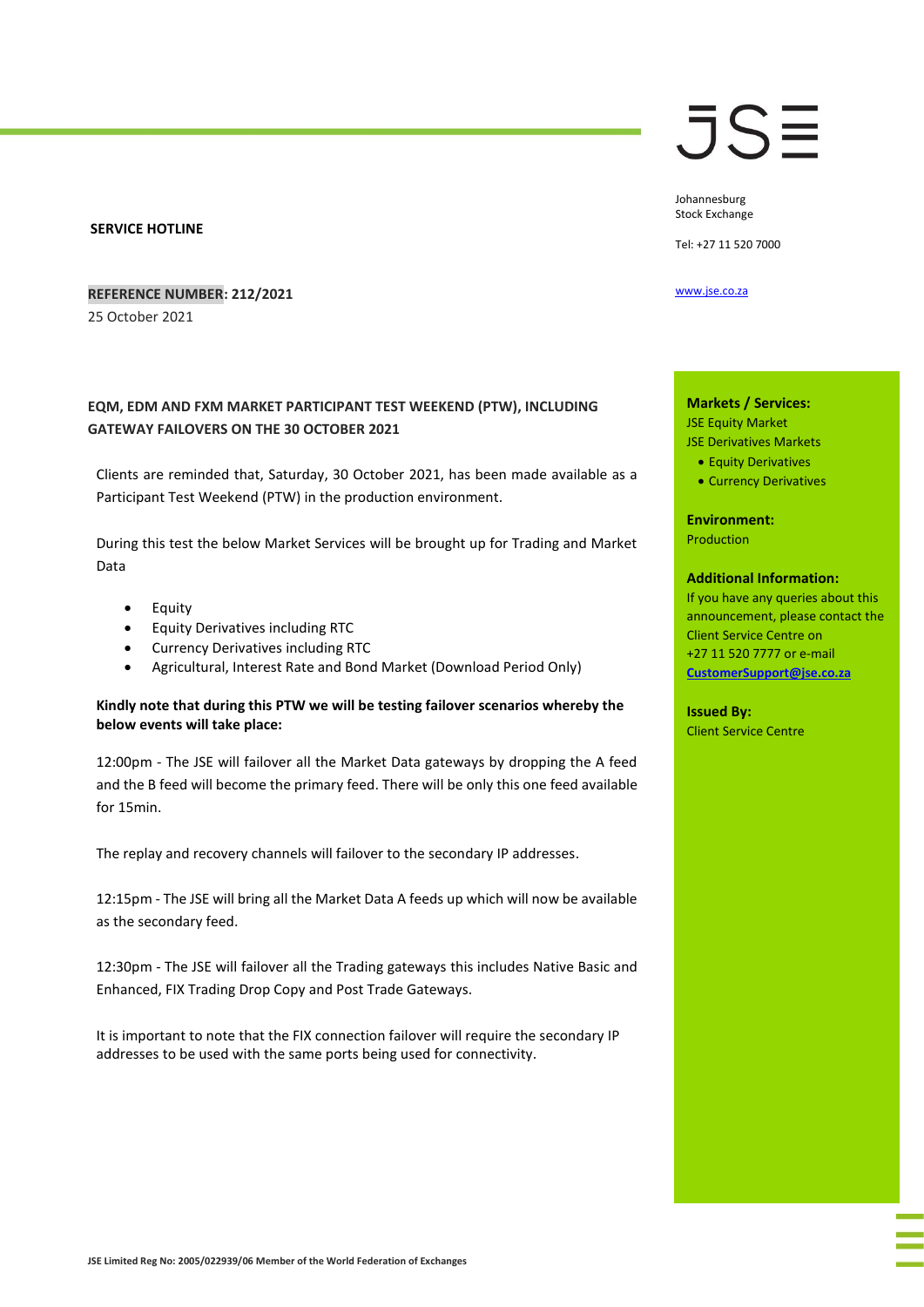**SERVICE HOTLINE**

**REFERENCE NUMBER: 212/2021**

25 October 2021

Johannesburg
Stock Exchange

Tel: +27 11 520 7000

www.jse.co.za

**Markets / Services:**
JSE Equity Market
JSE Derivatives Markets
- Equity Derivatives
- Currency Derivatives

**Environment:**
Production

**Additional Information:**
If you have any queries about this announcement, please contact the Client Service Centre on +27 11 520 7777 or e-mail **CustomerSupport@jse.co.za**

**Issued By:**
Client Service Centre

## EQM, EDM AND FXM MARKET PARTICIPANT TEST WEEKEND (PTW), INCLUDING GATEWAY FAILOVERS ON THE 30 OCTOBER 2021

Clients are reminded that, Saturday, 30 October 2021, has been made available as a Participant Test Weekend (PTW) in the production environment.

During this test the below Market Services will be brought up for Trading and Market Data

- Equity
- Equity Derivatives including RTC
- Currency Derivatives including RTC
- Agricultural, Interest Rate and Bond Market (Download Period Only)

**Kindly note that during this PTW we will be testing failover scenarios whereby the below events will take place:**

12:00pm - The JSE will failover all the Market Data gateways by dropping the A feed and the B feed will become the primary feed. There will be only this one feed available for 15min.

The replay and recovery channels will failover to the secondary IP addresses.

12:15pm - The JSE will bring all the Market Data A feeds up which will now be available as the secondary feed.

12:30pm - The JSE will failover all the Trading gateways this includes Native Basic and Enhanced, FIX Trading Drop Copy and Post Trade Gateways.

It is important to note that the FIX connection failover will require the secondary IP addresses to be used with the same ports being used for connectivity.

JSE Limited Reg No: 2005/022939/06 Member of the World Federation of Exchanges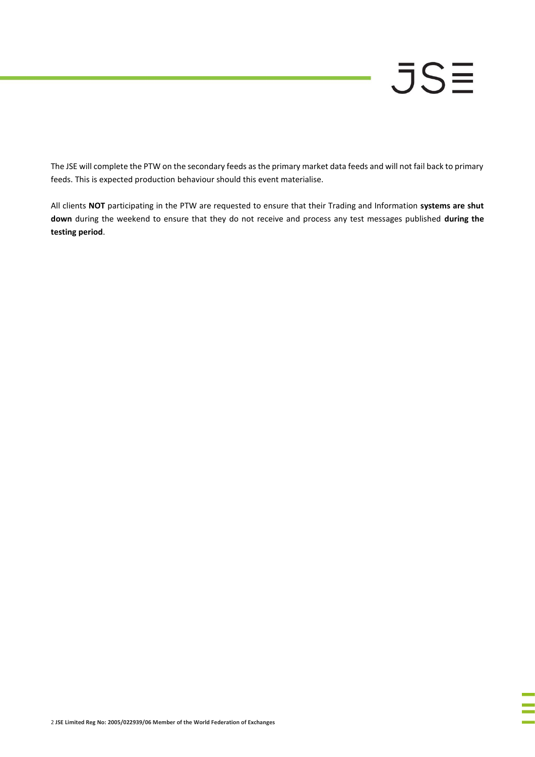The JSE will complete the PTW on the secondary feeds as the primary market data feeds and will not fail back to primary feeds. This is expected production behaviour should this event materialise.

All clients **NOT** participating in the PTW are requested to ensure that their Trading and Information **systems are shut down** during the weekend to ensure that they do not receive and process any test messages published **during the testing period**.